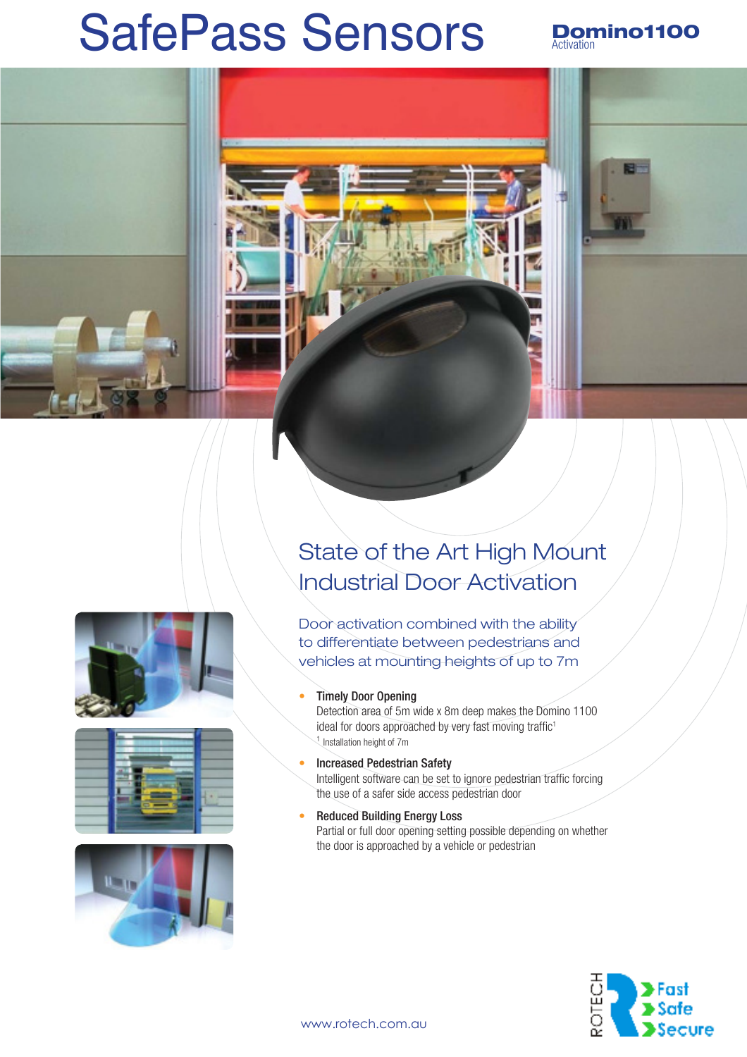# SafePass Sensors

**Domino1100**
Activation

## State of the Art High Mount Industrial Door Activation

Door activation combined with the ability to differentiate between pedestrians and vehicles at mounting heights of up to 7m

- **Timely Door Opening**
  Detection area of 5m wide x 8m deep makes the Domino 1100 ideal for doors approached by very fast moving traffic[1]
  [1] Installation height of 7m
- **Increased Pedestrian Safety**
  Intelligent software can be set to ignore pedestrian traffic forcing the use of a safer side access pedestrian door
- **Reduced Building Energy Loss**
  Partial or full door opening setting possible depending on whether the door is approached by a vehicle or pedestrian

www.rotech.com.au

ROTECH
Fast
Safe
Secure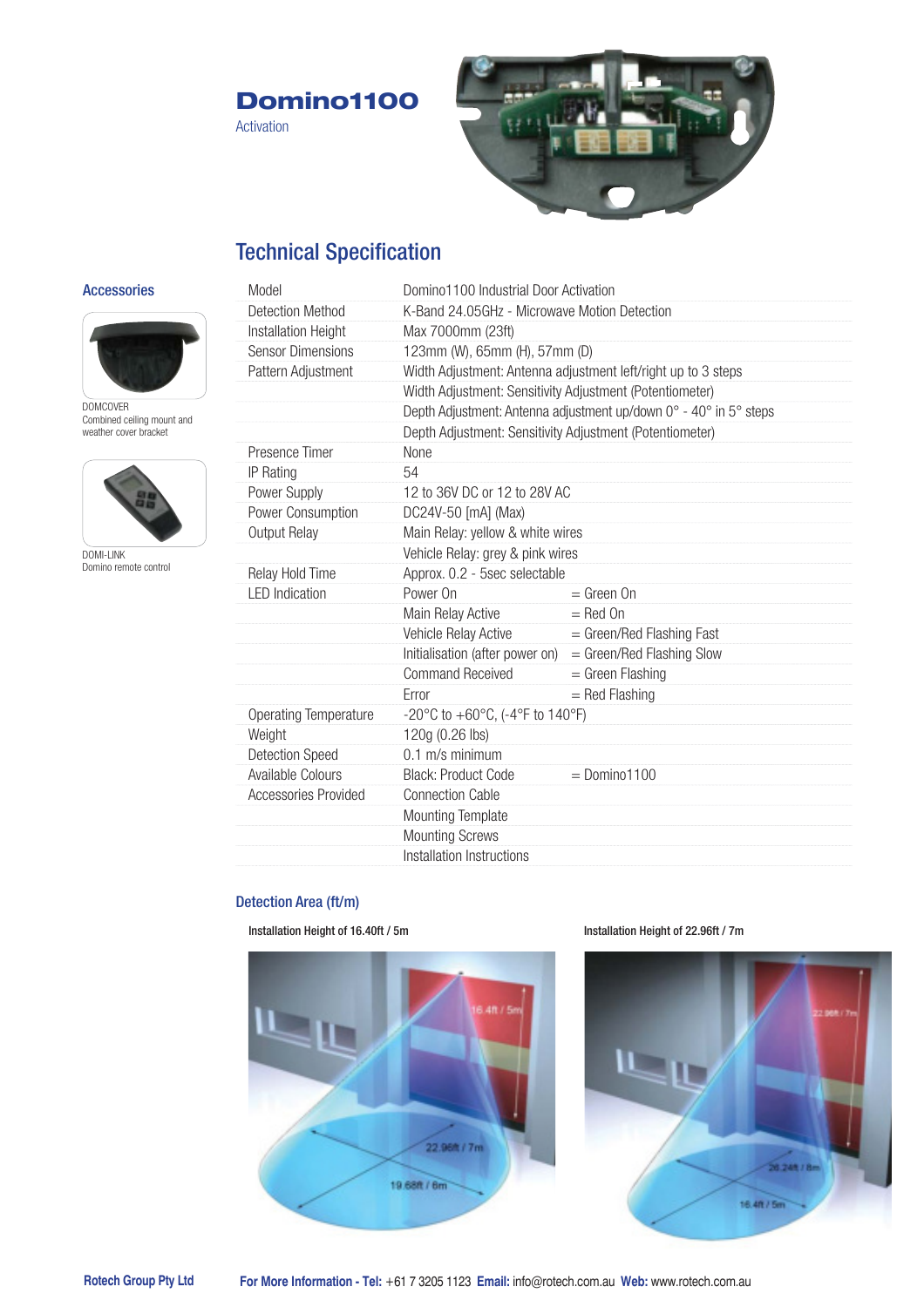# Domino1100

Activation

## Technical Specification

### Accessories

DOMCOVER
Combined ceiling mount and weather cover bracket

DOMI-LINK
Domino remote control

| | | |
|---|---|---|
| Model | Domino1100 Industrial Door Activation | |
| Detection Method | K-Band 24.05GHz - Microwave Motion Detection | |
| Installation Height | Max 7000mm (23ft) | |
| Sensor Dimensions | 123mm (W), 65mm (H), 57mm (D) | |
| Pattern Adjustment | Width Adjustment: Antenna adjustment left/right up to 3 steps | |
| | Width Adjustment: Sensitivity Adjustment (Potentiometer) | |
| | Depth Adjustment: Antenna adjustment up/down 0° - 40° in 5° steps | |
| | Depth Adjustment: Sensitivity Adjustment (Potentiometer) | |
| Presence Timer | None | |
| IP Rating | 54 | |
| Power Supply | 12 to 36V DC or 12 to 28V AC | |
| Power Consumption | DC24V-50 [mA] (Max) | |
| Output Relay | Main Relay: yellow & white wires | |
| | Vehicle Relay: grey & pink wires | |
| Relay Hold Time | Approx. 0.2 - 5sec selectable | |
| LED Indication | Power On | = Green On |
| | Main Relay Active | = Red On |
| | Vehicle Relay Active | = Green/Red Flashing Fast |
| | Initialisation (after power on) | = Green/Red Flashing Slow |
| | Command Received | = Green Flashing |
| | Error | = Red Flashing |
| Operating Temperature | -20°C to +60°C, (-4°F to 140°F) | |
| Weight | 120g (0.26 lbs) | |
| Detection Speed | 0.1 m/s minimum | |
| Available Colours | Black: Product Code | = Domino1100 |
| Accessories Provided | Connection Cable | |
| | Mounting Template | |
| | Mounting Screws | |
| | Installation Instructions | |

### Detection Area (ft/m)

Installation Height of 16.40ft / 5m

16.4ft / 5m
22.96ft / 7m
19.68ft / 6m

Installation Height of 22.96ft / 7m

22.96ft / 7m
26.24ft / 8m
16.4ft / 5m

Rotech Group Pty Ltd

**For More Information - Tel:** +61 7 3205 1123 **Email:** info@rotech.com.au **Web:** www.rotech.com.au